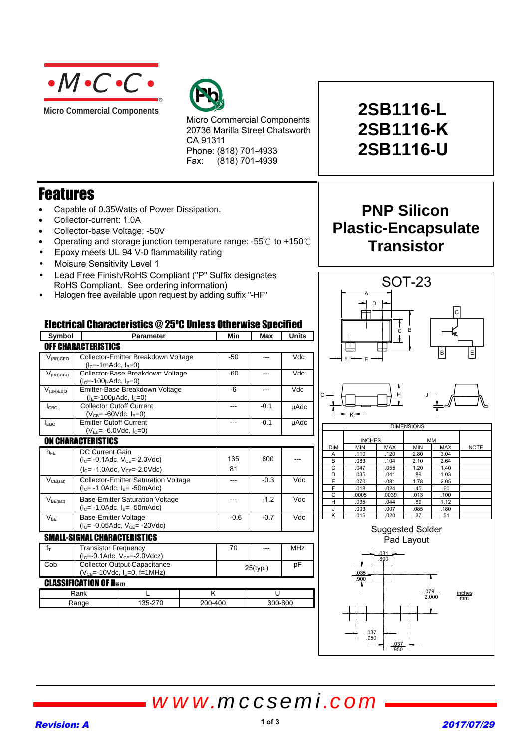Micro Commercial Components

Micro Commercial Components
20736 Marilla Street Chatsworth
CA 91311
Phone: (818) 701-4933
Fax: (818) 701-4939

# 2SB1116-L
# 2SB1116-K
# 2SB1116-U

## PNP Silicon Plastic-Encapsulate Transistor

## Features

- Capable of 0.35Watts of Power Dissipation.
- Collector-current: 1.0A
- Collector-base Voltage: -50V
- Operating and storage junction temperature range: -55℃ to +150℃
- Epoxy meets UL 94 V-0 flammability rating
- Moisure Sensitivity Level 1
- Lead Free Finish/RoHS Compliant ("P" Suffix designates RoHS Compliant. See ordering information)
- Halogen free available upon request by adding suffix "-HF"

## Electrical Characteristics @ 25°C Unless Otherwise Specified

| Symbol | Parameter | Min | Max | Units |
|---|---|---|---|---|
| **OFF CHARACTERISTICS** | | | | |
| $V_{(BR)CEO}$ | Collector-Emitter Breakdown Voltage ($I_C$=-1mAdc, $I_B$=0) | -50 | --- | Vdc |
| $V_{(BR)CBO}$ | Collector-Base Breakdown Voltage ($I_C$=-100μAdc, $I_E$=0) | -60 | --- | Vdc |
| $V_{(BR)EBO}$ | Emitter-Base Breakdown Voltage ($I_E$=-100μAdc, $I_C$=0) | -6 | --- | Vdc |
| $I_{CBO}$ | Collector Cutoff Current ($V_{CB}$= -60Vdc, $I_E$=0) | --- | -0.1 | μAdc |
| $I_{EBO}$ | Emitter Cutoff Current ($V_{EB}$= -6.0Vdc, $I_C$=0) | --- | -0.1 | μAdc |
| **ON CHARACTERISTICS** | | | | |
| $h_{FE}$ | DC Current Gain ($I_C$= -0.1Adc, $V_{CE}$=-2.0Vdc) | 135 | 600 | --- |
| | ($I_C$= -1.0Adc, $V_{CE}$=-2.0Vdc) | 81 | | |
| $V_{CE(sat)}$ | Collector-Emitter Saturation Voltage ($I_C$= -1.0Adc, $I_B$= -50mAdc) | --- | -0.3 | Vdc |
| $V_{BE(sat)}$ | Base-Emitter Saturation Voltage ($I_C$= -1.0Adc, $I_B$= -50mAdc) | --- | -1.2 | Vdc |
| $V_{BE}$ | Base-Emitter Voltage ($I_C$= -0.05Adc, $V_{CE}$= -20Vdc) | -0.6 | -0.7 | Vdc |
| **SMALL-SIGNAL CHARACTERISTICS** | | | | |
| $f_T$ | Transistor Frequency ($I_C$=-0.1Adc, $V_{CE}$=-2.0Vdcz) | 70 | --- | MHz |
| Cob | Collector Output Capacitance ($V_{CB}$=-10Vdc, $I_E$=0, f=1MHz) | 25(typ.) | | pF |

**CLASSIFICATION OF $H_{FE(1)}$**

| Rank | L | K | U |
|---|---|---|---|
| Range | 135-270 | 200-400 | 300-600 |

## SOT-23

DIMENSIONS

| DIM | INCHES MIN | INCHES MAX | MM MIN | MM MAX | NOTE |
|---|---|---|---|---|---|
| A | .110 | .120 | 2.80 | 3.04 | |
| B | .083 | .104 | 2.10 | 2.64 | |
| C | .047 | .055 | 1.20 | 1.40 | |
| D | .035 | .041 | .89 | 1.03 | |
| E | .070 | .081 | 1.78 | 2.05 | |
| F | .018 | .024 | .45 | .60 | |
| G | .0005 | .0039 | .013 | .100 | |
| H | .035 | .044 | .89 | 1.12 | |
| J | .003 | .007 | .085 | .180 | |
| K | .015 | .020 | .37 | .51 | |

Suggested Solder Pad Layout

.031 / .800; .035 / .900; .079 / 2.000; .037 / .950; .037 / .950 (inches / mm)

www.mccsemi.com

*Revision: A* *2017/07/29*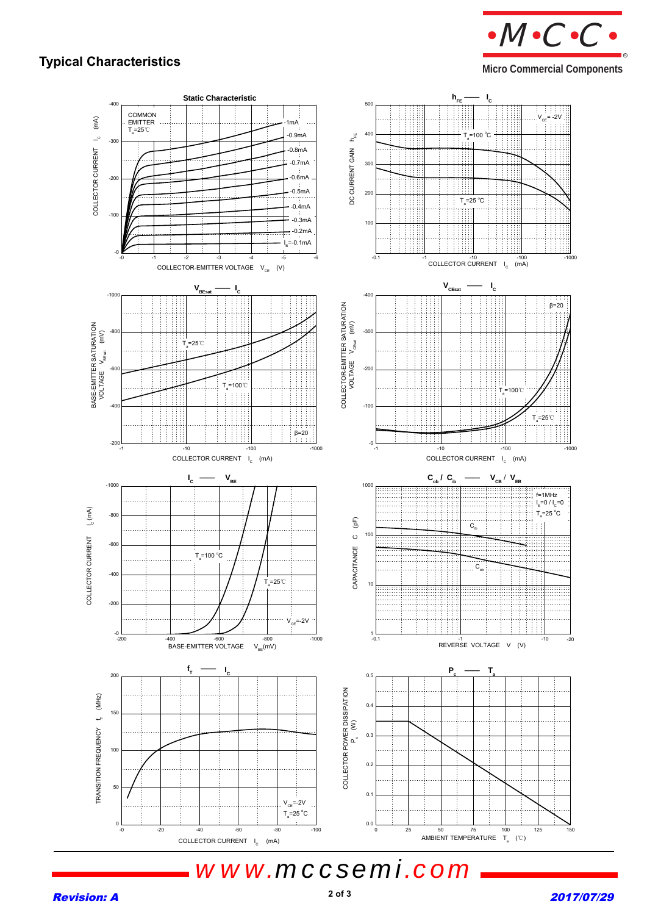## Typical Characteristics

### Static Characteristic

COMMON EMITTER
$T_a$=25℃

- $I_B$=-0.1mA, -0.2mA, -0.3mA, -0.4mA, -0.5mA, -0.6mA, -0.7mA, -0.8mA, -0.9mA, -1mA

COLLECTOR CURRENT $I_C$ (mA) vs. COLLECTOR-EMITTER VOLTAGE $V_{CE}$ (V)

### $h_{FE}$ — $I_C$

$V_{CE}$= -2V
$T_a$=100 °C
$T_a$=25 °C

DC CURRENT GAIN $h_{FE}$ vs. COLLECTOR CURRENT $I_C$ (mA)

### $V_{BEsat}$ — $I_C$

$T_a$=25℃
$T_a$=100℃
β=20

BASE-EMITTER SATURATION VOLTAGE $V_{BEsat}$ (mV) vs. COLLECTOR CURRENT $I_C$ (mA)

### $V_{CEsat}$ — $I_C$

β=20
$T_a$=100℃
$T_a$=25℃

COLLECTOR-EMITTER SATURATION VOLTAGE $V_{CEsat}$ (mV) vs. COLLECTOR CURRENT $I_C$ (mA)

### $I_C$ — $V_{BE}$

$T_a$=100 °C
$T_a$=25℃
$V_{CE}$=-2V

COLLECTOR CURRENT $I_C$ (mA) vs. BASE-EMITTER VOLTAGE $V_{BE}$(mV)

### $C_{ob}$ / $C_{ib}$ — $V_{CB}$ / $V_{EB}$

f=1MHz
$I_E$=0 / $I_C$=0
$T_a$=25 °C
$C_{ib}$
$C_{ob}$

CAPACITANCE C (pF) vs. REVERSE VOLTAGE V (V)

### $f_T$ — $I_C$

$V_{CE}$=-2V
$T_a$=25 °C

TRANSITION FREQUENCY $f_T$ (MHz) vs. COLLECTOR CURRENT $I_C$ (mA)

### $P_c$ — $T_a$

COLLECTOR POWER DISSIPATION $P_c$ (W) vs. AMBIENT TEMPERATURE $T_a$ (℃)

www.mccsemi.com

*Revision: A* *2017/07/29*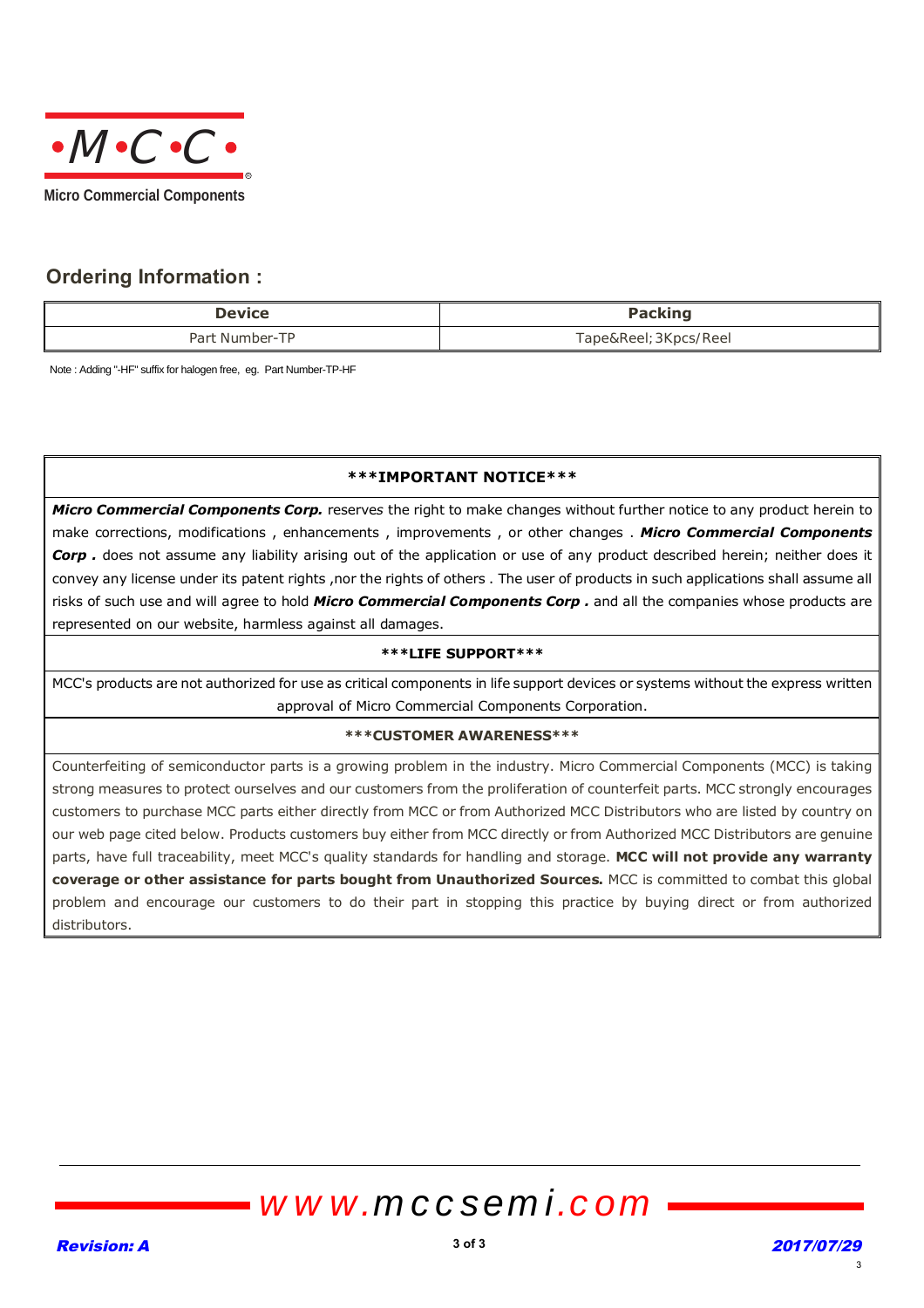Micro Commercial Components

## Ordering Information :

| Device | Packing |
|---|---|
| Part Number-TP | Tape&Reel; 3Kpcs/Reel |

Note : Adding "-HF" suffix for halogen free, eg. Part Number-TP-HF

| ***IMPORTANT NOTICE*** |
|---|
| ***Micro Commercial Components Corp.*** reserves the right to make changes without further notice to any product herein to make corrections, modifications , enhancements , improvements , or other changes . ***Micro Commercial Components Corp .*** does not assume any liability arising out of the application or use of any product described herein; neither does it convey any license under its patent rights ,nor the rights of others . The user of products in such applications shall assume all risks of such use and will agree to hold ***Micro Commercial Components Corp .*** and all the companies whose products are represented on our website, harmless against all damages. |
| **\*\*\*LIFE SUPPORT\*\*\*** |
| MCC's products are not authorized for use as critical components in life support devices or systems without the express written approval of Micro Commercial Components Corporation. |
| **\*\*\*CUSTOMER AWARENESS\*\*\*** |
| Counterfeiting of semiconductor parts is a growing problem in the industry. Micro Commercial Components (MCC) is taking strong measures to protect ourselves and our customers from the proliferation of counterfeit parts. MCC strongly encourages customers to purchase MCC parts either directly from MCC or from Authorized MCC Distributors who are listed by country on our web page cited below. Products customers buy either from MCC directly or from Authorized MCC Distributors are genuine parts, have full traceability, meet MCC's quality standards for handling and storage. **MCC will not provide any warranty coverage or other assistance for parts bought from Unauthorized Sources.** MCC is committed to combat this global problem and encourage our customers to do their part in stopping this practice by buying direct or from authorized distributors. |

*www.mccsemi.com*

***Revision: A*** ***2017/07/29***